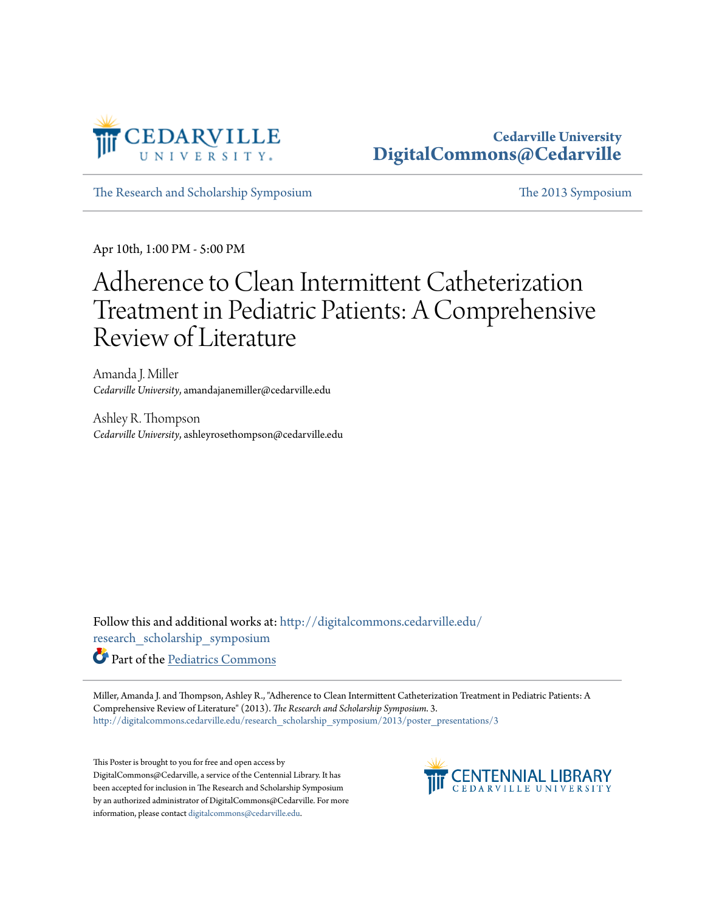Cedarville University
DigitalCommons@Cedarville

The Research and Scholarship Symposium | The 2013 Symposium

Apr 10th, 1:00 PM - 5:00 PM

# Adherence to Clean Intermittent Catheterization Treatment in Pediatric Patients: A Comprehensive Review of Literature

Amanda J. Miller
*Cedarville University*, amandajanemiller@cedarville.edu

Ashley R. Thompson
*Cedarville University*, ashleyrosethompson@cedarville.edu

Follow this and additional works at: http://digitalcommons.cedarville.edu/research_scholarship_symposium

Part of the Pediatrics Commons

Miller, Amanda J. and Thompson, Ashley R., "Adherence to Clean Intermittent Catheterization Treatment in Pediatric Patients: A Comprehensive Review of Literature" (2013). *The Research and Scholarship Symposium*. 3.
http://digitalcommons.cedarville.edu/research_scholarship_symposium/2013/poster_presentations/3

This Poster is brought to you for free and open access by DigitalCommons@Cedarville, a service of the Centennial Library. It has been accepted for inclusion in The Research and Scholarship Symposium by an authorized administrator of DigitalCommons@Cedarville. For more information, please contact digitalcommons@cedarville.edu.

CENTENNIAL LIBRARY
CEDARVILLE UNIVERSITY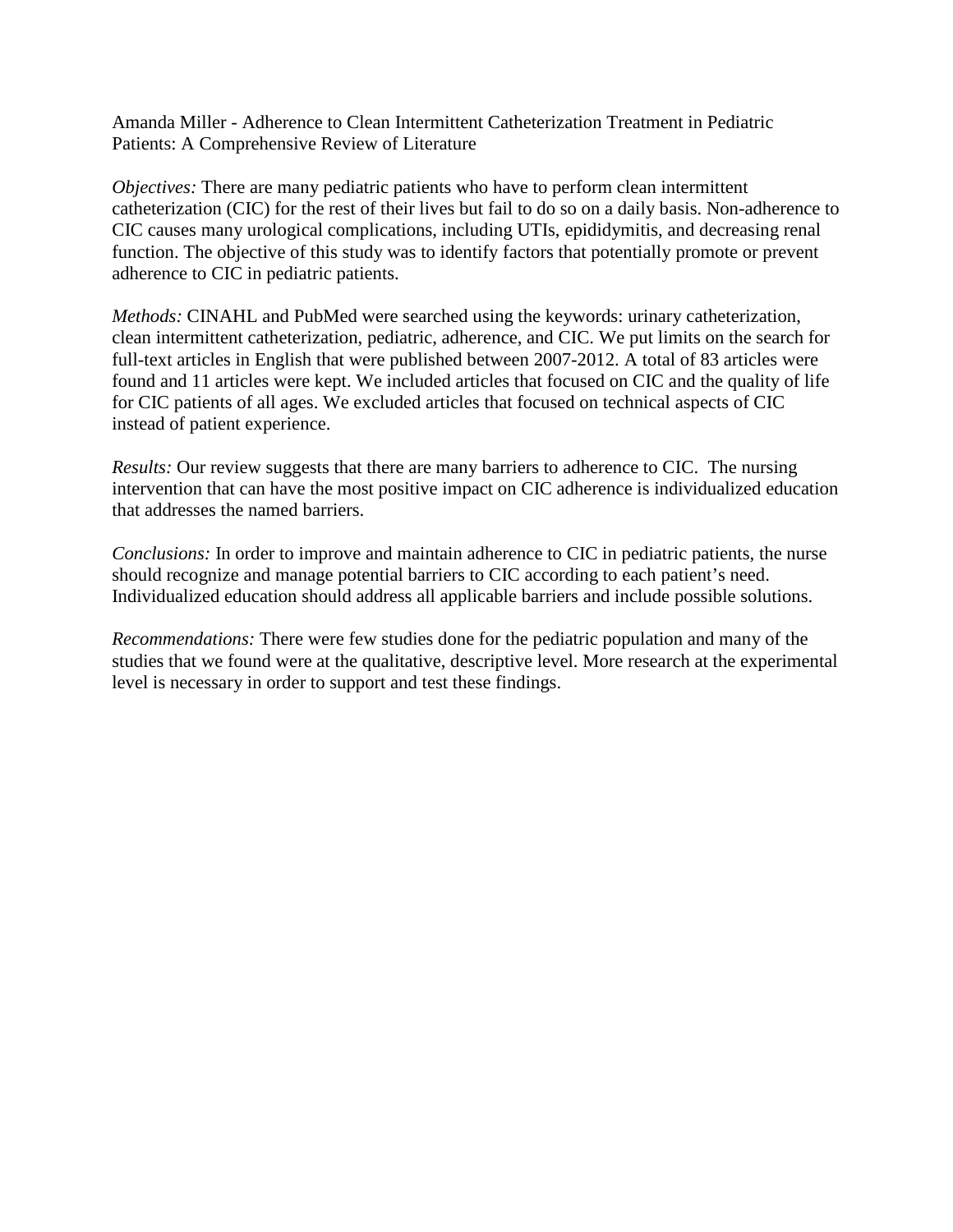Amanda Miller - Adherence to Clean Intermittent Catheterization Treatment in Pediatric Patients: A Comprehensive Review of Literature

*Objectives:* There are many pediatric patients who have to perform clean intermittent catheterization (CIC) for the rest of their lives but fail to do so on a daily basis. Non-adherence to CIC causes many urological complications, including UTIs, epididymitis, and decreasing renal function. The objective of this study was to identify factors that potentially promote or prevent adherence to CIC in pediatric patients.

*Methods:* CINAHL and PubMed were searched using the keywords: urinary catheterization, clean intermittent catheterization, pediatric, adherence, and CIC. We put limits on the search for full-text articles in English that were published between 2007-2012. A total of 83 articles were found and 11 articles were kept. We included articles that focused on CIC and the quality of life for CIC patients of all ages. We excluded articles that focused on technical aspects of CIC instead of patient experience.

*Results:* Our review suggests that there are many barriers to adherence to CIC. The nursing intervention that can have the most positive impact on CIC adherence is individualized education that addresses the named barriers.

*Conclusions:* In order to improve and maintain adherence to CIC in pediatric patients, the nurse should recognize and manage potential barriers to CIC according to each patient's need. Individualized education should address all applicable barriers and include possible solutions.

*Recommendations:* There were few studies done for the pediatric population and many of the studies that we found were at the qualitative, descriptive level. More research at the experimental level is necessary in order to support and test these findings.